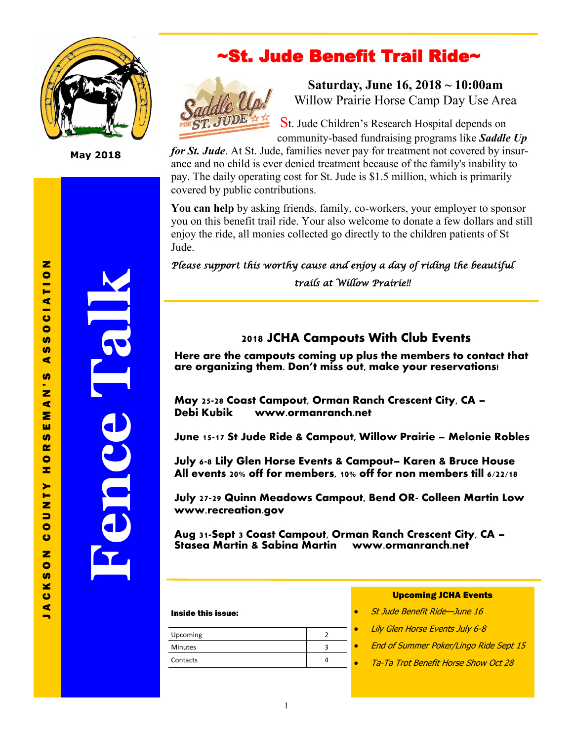May 2018

JACKSON COUNTY HORSEMAN'S ASSOCIATION

# Fence Talk

## ~St. Jude Benefit Trail Ride~

Saddle Up! for ST. JUDE

**Saturday, June 16, 2018 ~ 10:00am**
Willow Prairie Horse Camp Day Use Area

St. Jude Children's Research Hospital depends on community-based fundraising programs like ***Saddle Up for St. Jude***. At St. Jude, families never pay for treatment not covered by insurance and no child is ever denied treatment because of the family's inability to pay. The daily operating cost for St. Jude is $1.5 million, which is primarily covered by public contributions.

**You can help** by asking friends, family, co-workers, your employer to sponsor you on this benefit trail ride. Your also welcome to donate a few dollars and still enjoy the ride, all monies collected go directly to the children patients of St Jude.

*Please support this worthy cause and enjoy a day of riding the beautiful trails at Willow Prairie!!*

## 2018 JCHA Campouts With Club Events

**Here are the campouts coming up plus the members to contact that are organizing them. Don't miss out, make your reservations!**

**May 25-28 Coast Campout, Orman Ranch Crescent City, CA – Debi Kubik www.ormanranch.net**

**June 15-17 St Jude Ride & Campout, Willow Prairie – Melonie Robles**

**July 6-8 Lily Glen Horse Events & Campout– Karen & Bruce House All events 20% off for members, 10% off for non members till 6/22/18**

**July 27-29 Quinn Meadows Campout, Bend OR- Colleen Martin Low www.recreation.gov**

**Aug 31-Sept 3 Coast Campout, Orman Ranch Crescent City, CA – Stasea Martin & Sabina Martin www.ormanranch.net**

**Inside this issue:**

| | |
|---|---|
| Upcoming | 2 |
| Minutes | 3 |
| Contacts | 4 |

**Upcoming JCHA Events**

- *St Jude Benefit Ride—June 16*
- *Lily Glen Horse Events July 6-8*
- *End of Summer Poker/Lingo Ride Sept 15*
- *Ta-Ta Trot Benefit Horse Show Oct 28*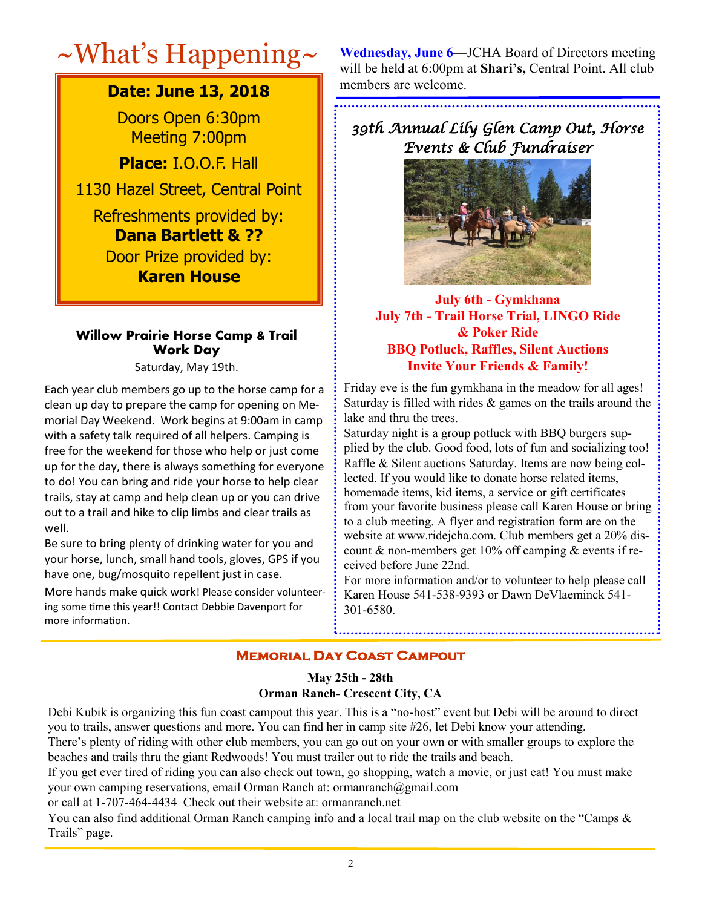# ~What's Happening~

**Date: June 13, 2018**

Doors Open 6:30pm
Meeting 7:00pm

**Place:** I.O.O.F. Hall

1130 Hazel Street, Central Point

Refreshments provided by:
**Dana Bartlett & ??**

Door Prize provided by:
**Karen House**

### Willow Prairie Horse Camp & Trail Work Day

Saturday, May 19th.

Each year club members go up to the horse camp for a clean up day to prepare the camp for opening on Memorial Day Weekend. Work begins at 9:00am in camp with a safety talk required of all helpers. Camping is free for the weekend for those who help or just come up for the day, there is always something for everyone to do! You can bring and ride your horse to help clear trails, stay at camp and help clean up or you can drive out to a trail and hike to clip limbs and clear trails as well.

Be sure to bring plenty of drinking water for you and your horse, lunch, small hand tools, gloves, GPS if you have one, bug/mosquito repellent just in case.

More hands make quick work! Please consider volunteering some time this year!! Contact Debbie Davenport for more information.

**Wednesday, June 6**—JCHA Board of Directors meeting will be held at 6:00pm at **Shari's,** Central Point. All club members are welcome.

## *39th Annual Lily Glen Camp Out, Horse Events & Club Fundraiser*

**July 6th - Gymkhana**
**July 7th - Trail Horse Trial, LINGO Ride & Poker Ride**
**BBQ Potluck, Raffles, Silent Auctions**
**Invite Your Friends & Family!**

Friday eve is the fun gymkhana in the meadow for all ages! Saturday is filled with rides & games on the trails around the lake and thru the trees.

Saturday night is a group potluck with BBQ burgers supplied by the club. Good food, lots of fun and socializing too! Raffle & Silent auctions Saturday. Items are now being collected. If you would like to donate horse related items, homemade items, kid items, a service or gift certificates from your favorite business please call Karen House or bring to a club meeting. A flyer and registration form are on the website at www.ridejcha.com. Club members get a 20% discount & non-members get 10% off camping & events if received before June 22nd.

For more information and/or to volunteer to help please call Karen House 541-538-9393 or Dawn DeVlaeminck 541-301-6580.

## Memorial Day Coast Campout

**May 25th - 28th**
**Orman Ranch- Crescent City, CA**

Debi Kubik is organizing this fun coast campout this year. This is a "no-host" event but Debi will be around to direct you to trails, answer questions and more. You can find her in camp site #26, let Debi know your attending.

There's plenty of riding with other club members, you can go out on your own or with smaller groups to explore the beaches and trails thru the giant Redwoods! You must trailer out to ride the trails and beach.

If you get ever tired of riding you can also check out town, go shopping, watch a movie, or just eat! You must make your own camping reservations, email Orman Ranch at: ormanranch@gmail.com
or call at 1-707-464-4434 Check out their website at: ormanranch.net

You can also find additional Orman Ranch camping info and a local trail map on the club website on the "Camps & Trails" page.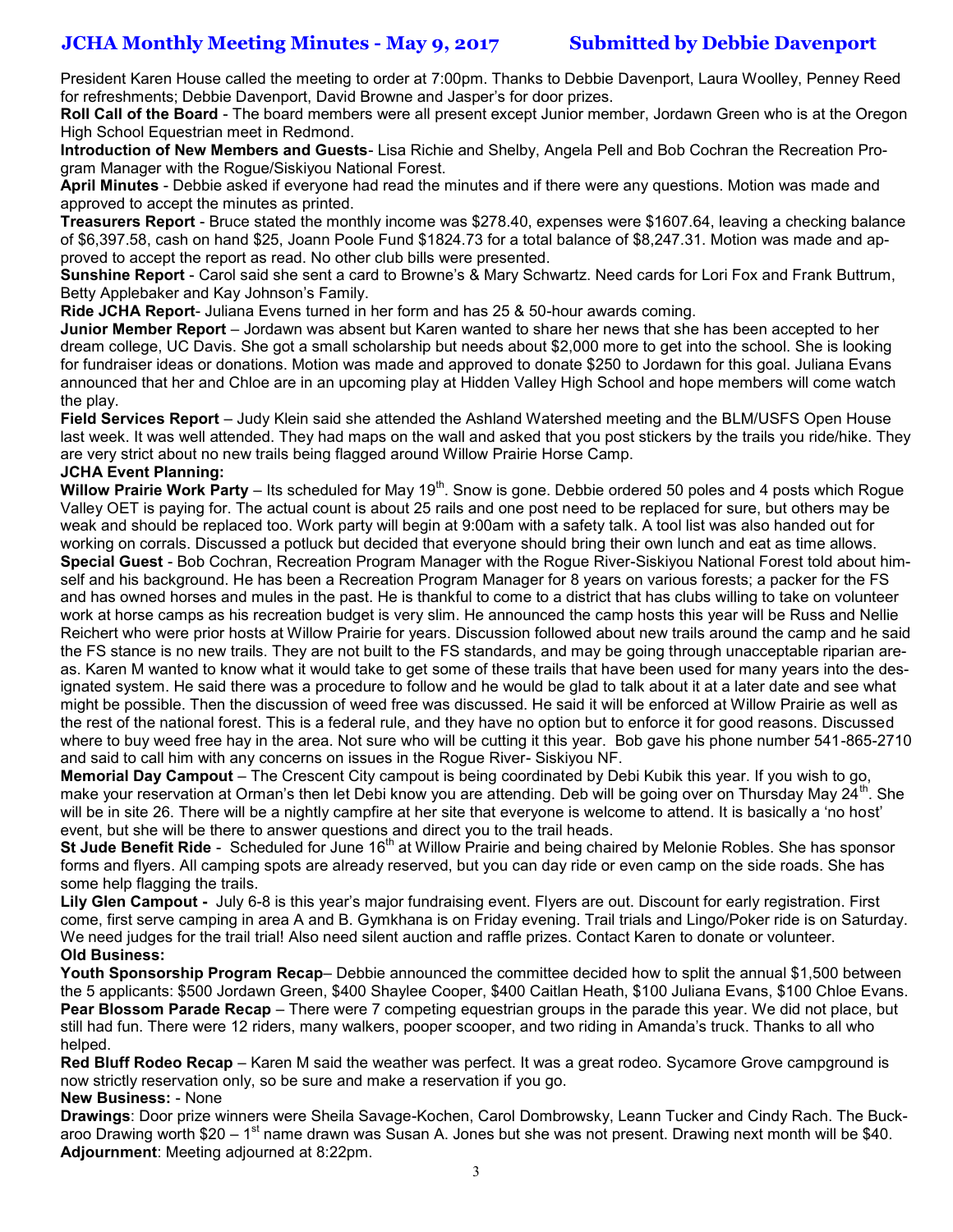## JCHA Monthly Meeting Minutes - May 9, 2017 Submitted by Debbie Davenport

President Karen House called the meeting to order at 7:00pm. Thanks to Debbie Davenport, Laura Woolley, Penney Reed for refreshments; Debbie Davenport, David Browne and Jasper's for door prizes.

**Roll Call of the Board** - The board members were all present except Junior member, Jordawn Green who is at the Oregon High School Equestrian meet in Redmond.

**Introduction of New Members and Guests**- Lisa Richie and Shelby, Angela Pell and Bob Cochran the Recreation Program Manager with the Rogue/Siskiyou National Forest.

**April Minutes** - Debbie asked if everyone had read the minutes and if there were any questions. Motion was made and approved to accept the minutes as printed.

**Treasurers Report** - Bruce stated the monthly income was $278.40, expenses were $1607.64, leaving a checking balance of $6,397.58, cash on hand $25, Joann Poole Fund $1824.73 for a total balance of $8,247.31. Motion was made and approved to accept the report as read. No other club bills were presented.

**Sunshine Report** - Carol said she sent a card to Browne's & Mary Schwartz. Need cards for Lori Fox and Frank Buttrum, Betty Applebaker and Kay Johnson's Family.

**Ride JCHA Report**- Juliana Evens turned in her form and has 25 & 50-hour awards coming.

**Junior Member Report** – Jordawn was absent but Karen wanted to share her news that she has been accepted to her dream college, UC Davis. She got a small scholarship but needs about $2,000 more to get into the school. She is looking for fundraiser ideas or donations. Motion was made and approved to donate $250 to Jordawn for this goal. Juliana Evans announced that her and Chloe are in an upcoming play at Hidden Valley High School and hope members will come watch the play.

**Field Services Report** – Judy Klein said she attended the Ashland Watershed meeting and the BLM/USFS Open House last week. It was well attended. They had maps on the wall and asked that you post stickers by the trails you ride/hike. They are very strict about no new trails being flagged around Willow Prairie Horse Camp.

**JCHA Event Planning:**

**Willow Prairie Work Party** – Its scheduled for May 19th. Snow is gone. Debbie ordered 50 poles and 4 posts which Rogue Valley OET is paying for. The actual count is about 25 rails and one post need to be replaced for sure, but others may be weak and should be replaced too. Work party will begin at 9:00am with a safety talk. A tool list was also handed out for working on corrals. Discussed a potluck but decided that everyone should bring their own lunch and eat as time allows.

**Special Guest** - Bob Cochran, Recreation Program Manager with the Rogue River-Siskiyou National Forest told about himself and his background. He has been a Recreation Program Manager for 8 years on various forests; a packer for the FS and has owned horses and mules in the past. He is thankful to come to a district that has clubs willing to take on volunteer work at horse camps as his recreation budget is very slim. He announced the camp hosts this year will be Russ and Nellie Reichert who were prior hosts at Willow Prairie for years. Discussion followed about new trails around the camp and he said the FS stance is no new trails. They are not built to the FS standards, and may be going through unacceptable riparian areas. Karen M wanted to know what it would take to get some of these trails that have been used for many years into the designated system. He said there was a procedure to follow and he would be glad to talk about it at a later date and see what might be possible. Then the discussion of weed free was discussed. He said it will be enforced at Willow Prairie as well as the rest of the national forest. This is a federal rule, and they have no option but to enforce it for good reasons. Discussed where to buy weed free hay in the area. Not sure who will be cutting it this year. Bob gave his phone number 541-865-2710 and said to call him with any concerns on issues in the Rogue River- Siskiyou NF.

**Memorial Day Campout** – The Crescent City campout is being coordinated by Debi Kubik this year. If you wish to go, make your reservation at Orman's then let Debi know you are attending. Deb will be going over on Thursday May 24th. She will be in site 26. There will be a nightly campfire at her site that everyone is welcome to attend. It is basically a 'no host' event, but she will be there to answer questions and direct you to the trail heads.

**St Jude Benefit Ride** - Scheduled for June 16th at Willow Prairie and being chaired by Melonie Robles. She has sponsor forms and flyers. All camping spots are already reserved, but you can day ride or even camp on the side roads. She has some help flagging the trails.

**Lily Glen Campout -** July 6-8 is this year's major fundraising event. Flyers are out. Discount for early registration. First come, first serve camping in area A and B. Gymkhana is on Friday evening. Trail trials and Lingo/Poker ride is on Saturday. We need judges for the trail trial! Also need silent auction and raffle prizes. Contact Karen to donate or volunteer.

**Old Business:**

**Youth Sponsorship Program Recap**– Debbie announced the committee decided how to split the annual $1,500 between the 5 applicants: $500 Jordawn Green, $400 Shaylee Cooper, $400 Caitlan Heath, $100 Juliana Evans, $100 Chloe Evans.

**Pear Blossom Parade Recap** – There were 7 competing equestrian groups in the parade this year. We did not place, but still had fun. There were 12 riders, many walkers, pooper scooper, and two riding in Amanda's truck. Thanks to all who helped.

**Red Bluff Rodeo Recap** – Karen M said the weather was perfect. It was a great rodeo. Sycamore Grove campground is now strictly reservation only, so be sure and make a reservation if you go.

**New Business:** - None

**Drawings**: Door prize winners were Sheila Savage-Kochen, Carol Dombrowsky, Leann Tucker and Cindy Rach. The Buckaroo Drawing worth $20 – 1st name drawn was Susan A. Jones but she was not present. Drawing next month will be $40.

**Adjournment**: Meeting adjourned at 8:22pm.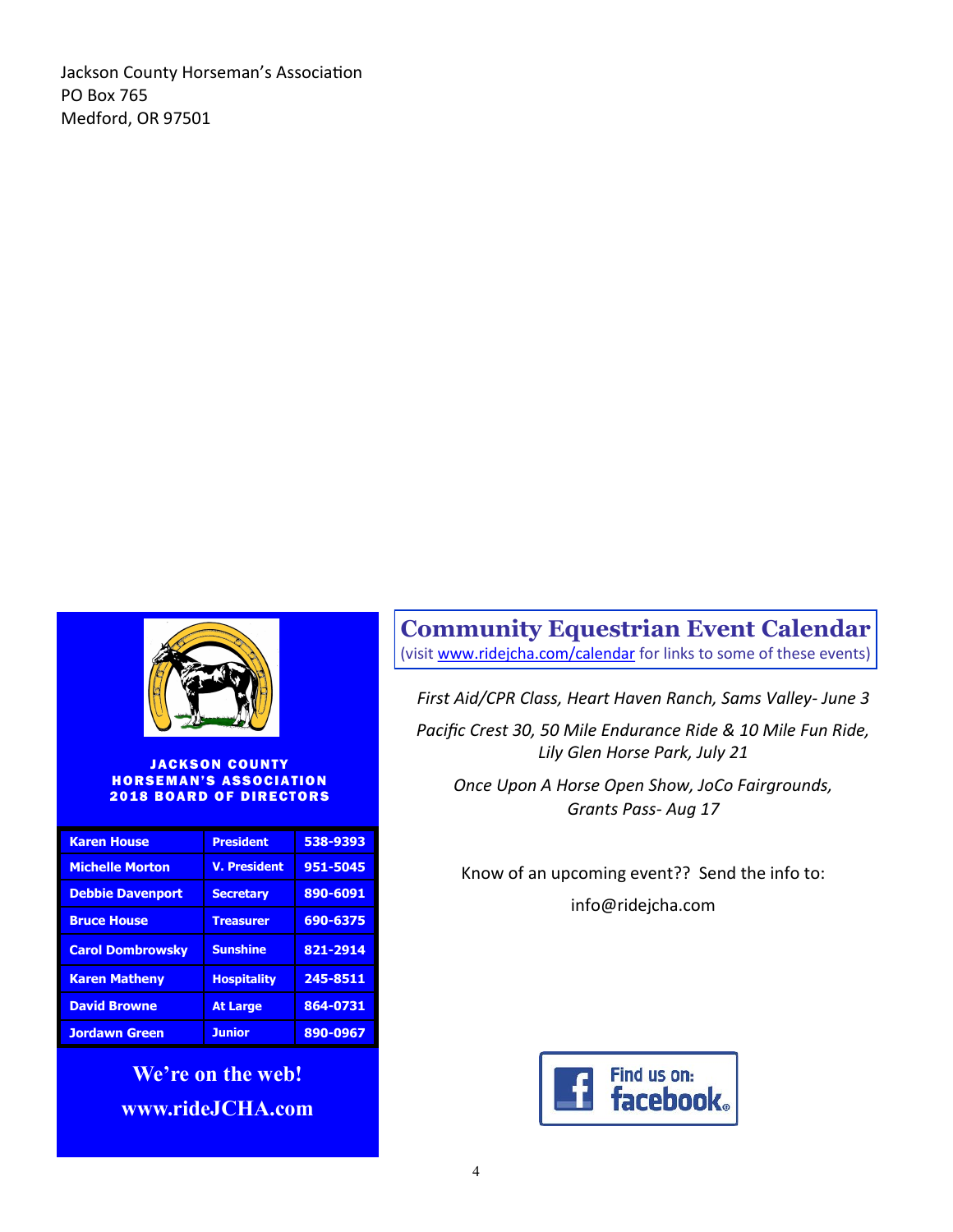Jackson County Horseman's Association
PO Box 765
Medford, OR 97501

**JACKSON COUNTY HORSEMAN'S ASSOCIATION 2018 BOARD OF DIRECTORS**

| | | |
|---|---|---|
| Karen House | President | 538-9393 |
| Michelle Morton | V. President | 951-5045 |
| Debbie Davenport | Secretary | 890-6091 |
| Bruce House | Treasurer | 690-6375 |
| Carol Dombrowsky | Sunshine | 821-2914 |
| Karen Matheny | Hospitality | 245-8511 |
| David Browne | At Large | 864-0731 |
| Jordawn Green | Junior | 890-0967 |

**We're on the web!**
**www.rideJCHA.com**

## Community Equestrian Event Calendar

(visit www.ridejcha.com/calendar for links to some of these events)

*First Aid/CPR Class, Heart Haven Ranch, Sams Valley- June 3*

*Pacific Crest 30, 50 Mile Endurance Ride & 10 Mile Fun Ride, Lily Glen Horse Park, July 21*

*Once Upon A Horse Open Show, JoCo Fairgrounds, Grants Pass- Aug 17*

Know of an upcoming event?? Send the info to:

info@ridejcha.com

Find us on: facebook